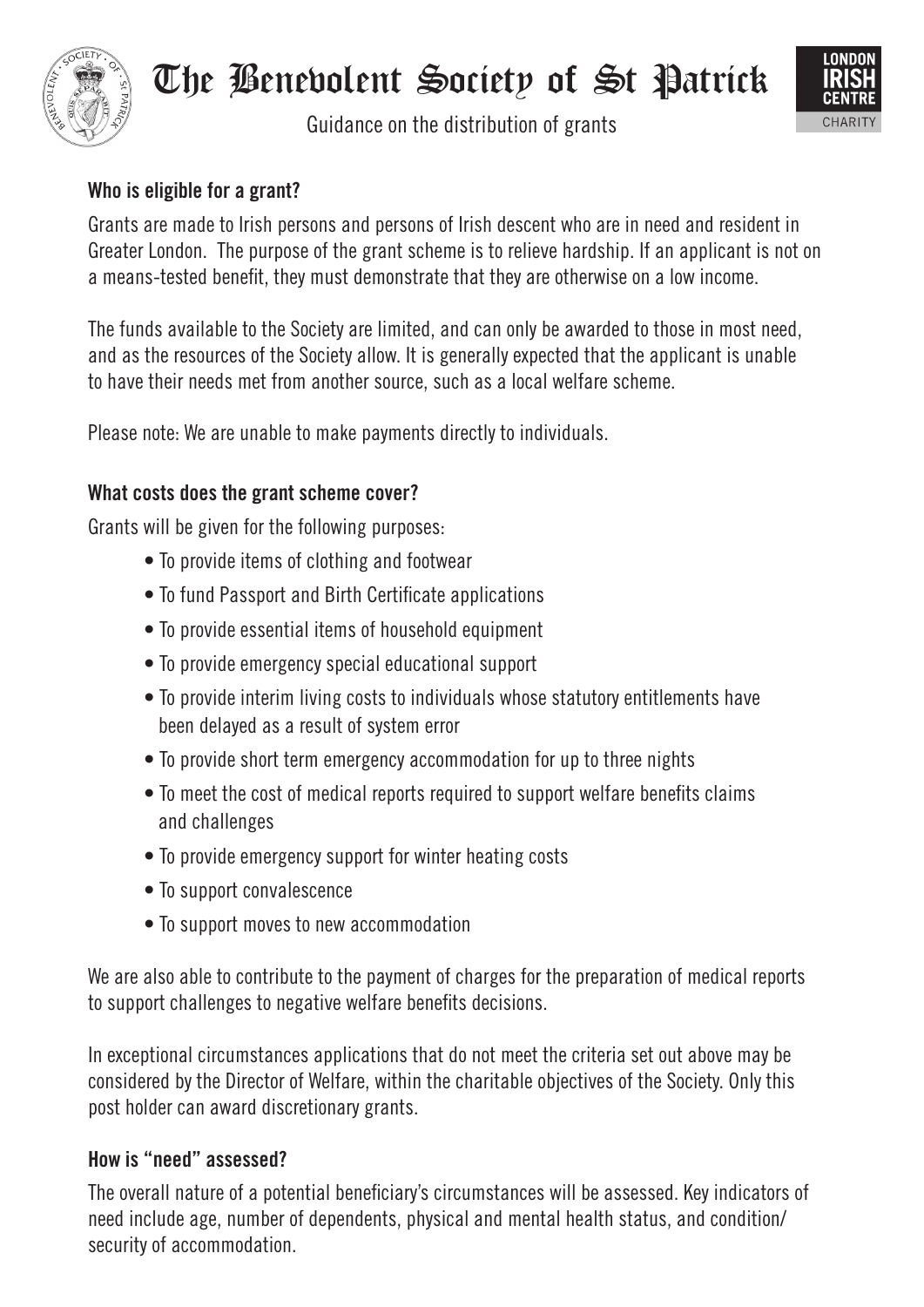# The Benevolent Society of St Patrick

Guidance on the distribution of grants

### Who is eligible for a grant?

Grants are made to Irish persons and persons of Irish descent who are in need and resident in Greater London. The purpose of the grant scheme is to relieve hardship. If an applicant is not on a means-tested benefit, they must demonstrate that they are otherwise on a low income.

The funds available to the Society are limited, and can only be awarded to those in most need, and as the resources of the Society allow. It is generally expected that the applicant is unable to have their needs met from another source, such as a local welfare scheme.

Please note: We are unable to make payments directly to individuals.

### What costs does the grant scheme cover?

Grants will be given for the following purposes:

- To provide items of clothing and footwear
- To fund Passport and Birth Certificate applications
- To provide essential items of household equipment
- To provide emergency special educational support
- To provide interim living costs to individuals whose statutory entitlements have been delayed as a result of system error
- To provide short term emergency accommodation for up to three nights
- To meet the cost of medical reports required to support welfare benefits claims and challenges
- To provide emergency support for winter heating costs
- To support convalescence
- To support moves to new accommodation

We are also able to contribute to the payment of charges for the preparation of medical reports to support challenges to negative welfare benefits decisions.

In exceptional circumstances applications that do not meet the criteria set out above may be considered by the Director of Welfare, within the charitable objectives of the Society. Only this post holder can award discretionary grants.

### How is "need" assessed?

The overall nature of a potential beneficiary's circumstances will be assessed. Key indicators of need include age, number of dependents, physical and mental health status, and condition/ security of accommodation.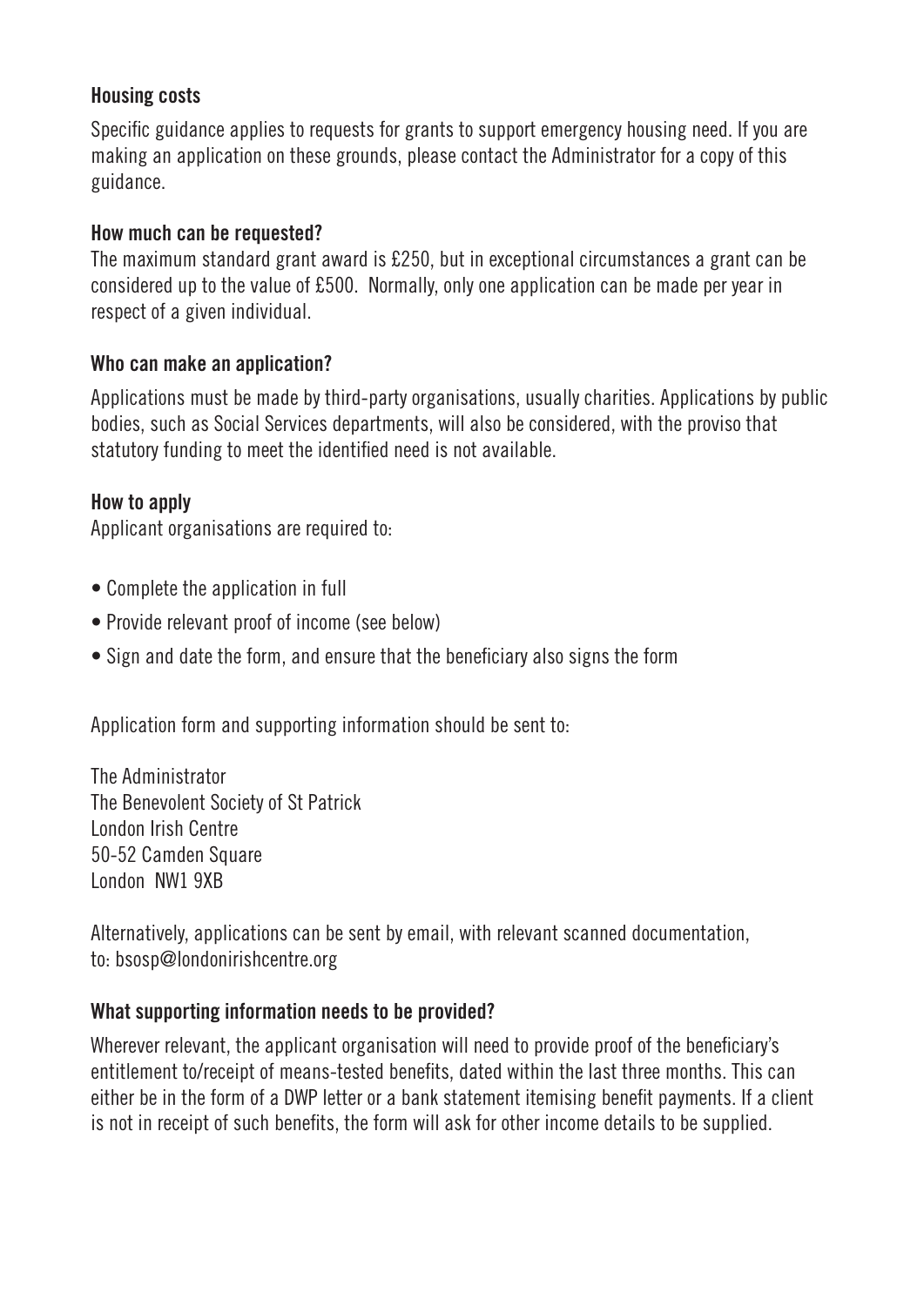### Housing costs

Specific guidance applies to requests for grants to support emergency housing need. If you are making an application on these grounds, please contact the Administrator for a copy of this guidance.

### How much can be requested?

The maximum standard grant award is £250, but in exceptional circumstances a grant can be considered up to the value of £500. Normally, only one application can be made per year in respect of a given individual.

### Who can make an application?

Applications must be made by third-party organisations, usually charities. Applications by public bodies, such as Social Services departments, will also be considered, with the proviso that statutory funding to meet the identified need is not available.

### How to apply

Applicant organisations are required to:

- Complete the application in full
- Provide relevant proof of income (see below)
- Sign and date the form, and ensure that the beneficiary also signs the form

Application form and supporting information should be sent to:

The Administrator
The Benevolent Society of St Patrick
London Irish Centre
50-52 Camden Square
London NW1 9XB

Alternatively, applications can be sent by email, with relevant scanned documentation, to: bsosp@londonirishcentre.org

### What supporting information needs to be provided?

Wherever relevant, the applicant organisation will need to provide proof of the beneficiary's entitlement to/receipt of means-tested benefits, dated within the last three months. This can either be in the form of a DWP letter or a bank statement itemising benefit payments. If a client is not in receipt of such benefits, the form will ask for other income details to be supplied.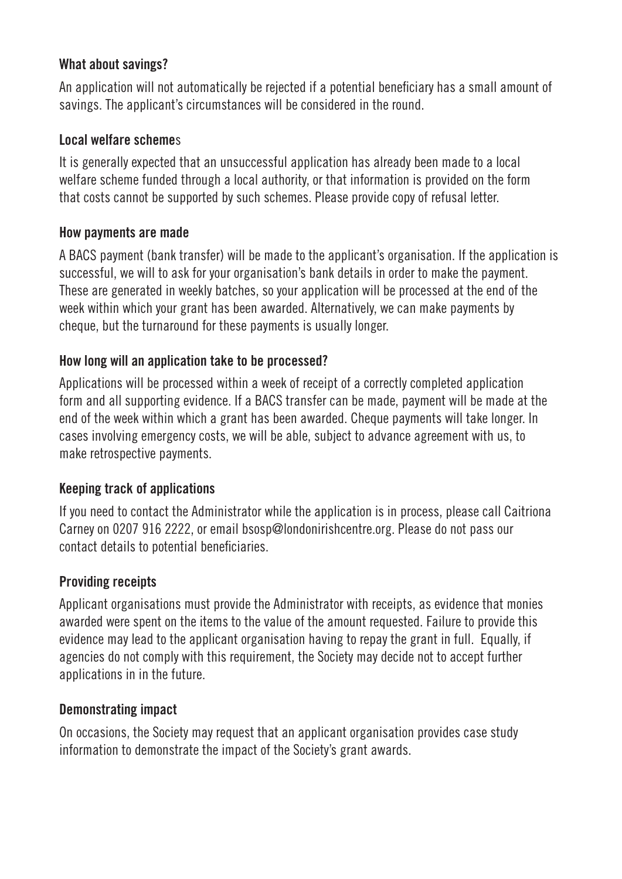### What about savings?

An application will not automatically be rejected if a potential beneficiary has a small amount of savings. The applicant's circumstances will be considered in the round.

### Local welfare schemes

It is generally expected that an unsuccessful application has already been made to a local welfare scheme funded through a local authority, or that information is provided on the form that costs cannot be supported by such schemes. Please provide copy of refusal letter.

### How payments are made

A BACS payment (bank transfer) will be made to the applicant's organisation. If the application is successful, we will to ask for your organisation's bank details in order to make the payment. These are generated in weekly batches, so your application will be processed at the end of the week within which your grant has been awarded. Alternatively, we can make payments by cheque, but the turnaround for these payments is usually longer.

### How long will an application take to be processed?

Applications will be processed within a week of receipt of a correctly completed application form and all supporting evidence. If a BACS transfer can be made, payment will be made at the end of the week within which a grant has been awarded. Cheque payments will take longer. In cases involving emergency costs, we will be able, subject to advance agreement with us, to make retrospective payments.

### Keeping track of applications

If you need to contact the Administrator while the application is in process, please call Caitriona Carney on 0207 916 2222, or email bsosp@londonirishcentre.org. Please do not pass our contact details to potential beneficiaries.

### Providing receipts

Applicant organisations must provide the Administrator with receipts, as evidence that monies awarded were spent on the items to the value of the amount requested. Failure to provide this evidence may lead to the applicant organisation having to repay the grant in full. Equally, if agencies do not comply with this requirement, the Society may decide not to accept further applications in in the future.

### Demonstrating impact

On occasions, the Society may request that an applicant organisation provides case study information to demonstrate the impact of the Society's grant awards.